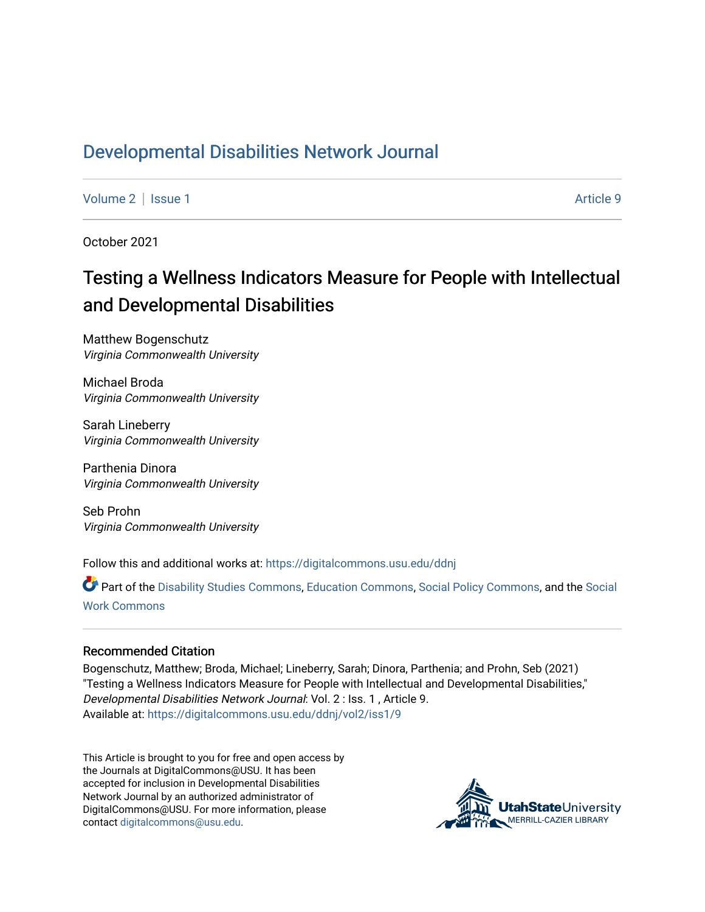# Developmental Disabilities Network Journal

Volume 2 | Issue 1 Article 9

October 2021

## Testing a Wellness Indicators Measure for People with Intellectual and Developmental Disabilities

Matthew Bogenschutz
*Virginia Commonwealth University*

Michael Broda
*Virginia Commonwealth University*

Sarah Lineberry
*Virginia Commonwealth University*

Parthenia Dinora
*Virginia Commonwealth University*

Seb Prohn
*Virginia Commonwealth University*

Follow this and additional works at: https://digitalcommons.usu.edu/ddnj

Part of the Disability Studies Commons, Education Commons, Social Policy Commons, and the Social Work Commons

### Recommended Citation

Bogenschutz, Matthew; Broda, Michael; Lineberry, Sarah; Dinora, Parthenia; and Prohn, Seb (2021) "Testing a Wellness Indicators Measure for People with Intellectual and Developmental Disabilities," *Developmental Disabilities Network Journal*: Vol. 2 : Iss. 1 , Article 9.
Available at: https://digitalcommons.usu.edu/ddnj/vol2/iss1/9

This Article is brought to you for free and open access by the Journals at DigitalCommons@USU. It has been accepted for inclusion in Developmental Disabilities Network Journal by an authorized administrator of DigitalCommons@USU. For more information, please contact digitalcommons@usu.edu.

UtahStateUniversity
MERRILL-CAZIER LIBRARY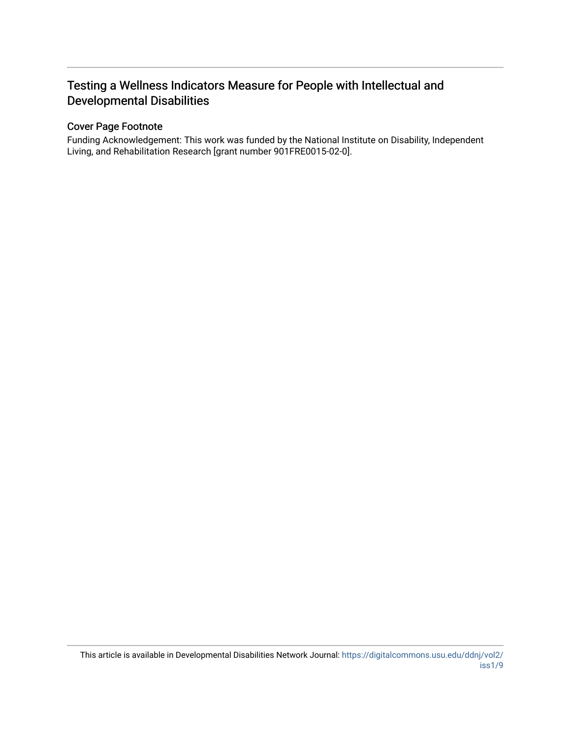# Testing a Wellness Indicators Measure for People with Intellectual and Developmental Disabilities

## Cover Page Footnote

Funding Acknowledgement: This work was funded by the National Institute on Disability, Independent Living, and Rehabilitation Research [grant number 901FRE0015-02-0].

This article is available in Developmental Disabilities Network Journal: https://digitalcommons.usu.edu/ddnj/vol2/iss1/9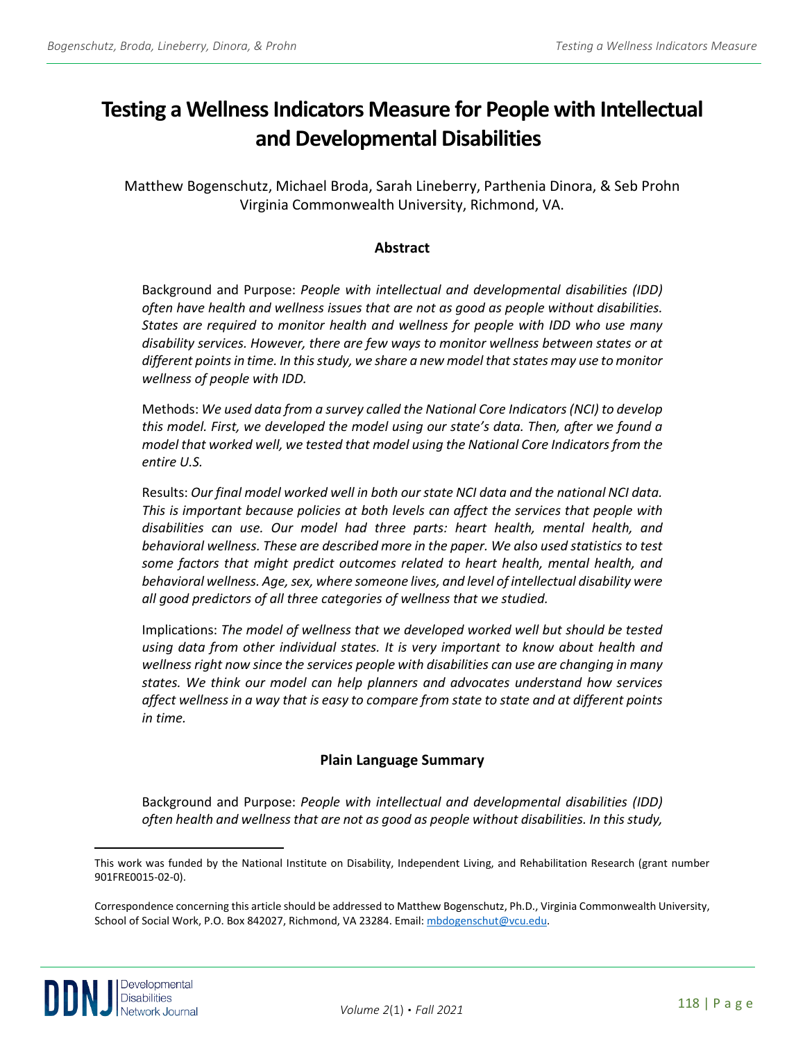# Testing a Wellness Indicators Measure for People with Intellectual and Developmental Disabilities

Matthew Bogenschutz, Michael Broda, Sarah Lineberry, Parthenia Dinora, & Seb Prohn
Virginia Commonwealth University, Richmond, VA.

## Abstract

Background and Purpose: *People with intellectual and developmental disabilities (IDD) often have health and wellness issues that are not as good as people without disabilities. States are required to monitor health and wellness for people with IDD who use many disability services. However, there are few ways to monitor wellness between states or at different points in time. In this study, we share a new model that states may use to monitor wellness of people with IDD.*

Methods: *We used data from a survey called the National Core Indicators (NCI) to develop this model. First, we developed the model using our state's data. Then, after we found a model that worked well, we tested that model using the National Core Indicators from the entire U.S.*

Results: *Our final model worked well in both our state NCI data and the national NCI data. This is important because policies at both levels can affect the services that people with disabilities can use. Our model had three parts: heart health, mental health, and behavioral wellness. These are described more in the paper. We also used statistics to test some factors that might predict outcomes related to heart health, mental health, and behavioral wellness. Age, sex, where someone lives, and level of intellectual disability were all good predictors of all three categories of wellness that we studied.*

Implications: *The model of wellness that we developed worked well but should be tested using data from other individual states. It is very important to know about health and wellness right now since the services people with disabilities can use are changing in many states. We think our model can help planners and advocates understand how services affect wellness in a way that is easy to compare from state to state and at different points in time.*

## Plain Language Summary

Background and Purpose: *People with intellectual and developmental disabilities (IDD) often health and wellness that are not as good as people without disabilities. In this study,*

---

This work was funded by the National Institute on Disability, Independent Living, and Rehabilitation Research (grant number 901FRE0015-02-0).

Correspondence concerning this article should be addressed to Matthew Bogenschutz, Ph.D., Virginia Commonwealth University, School of Social Work, P.O. Box 842027, Richmond, VA 23284. Email: mbdogenschut@vcu.edu.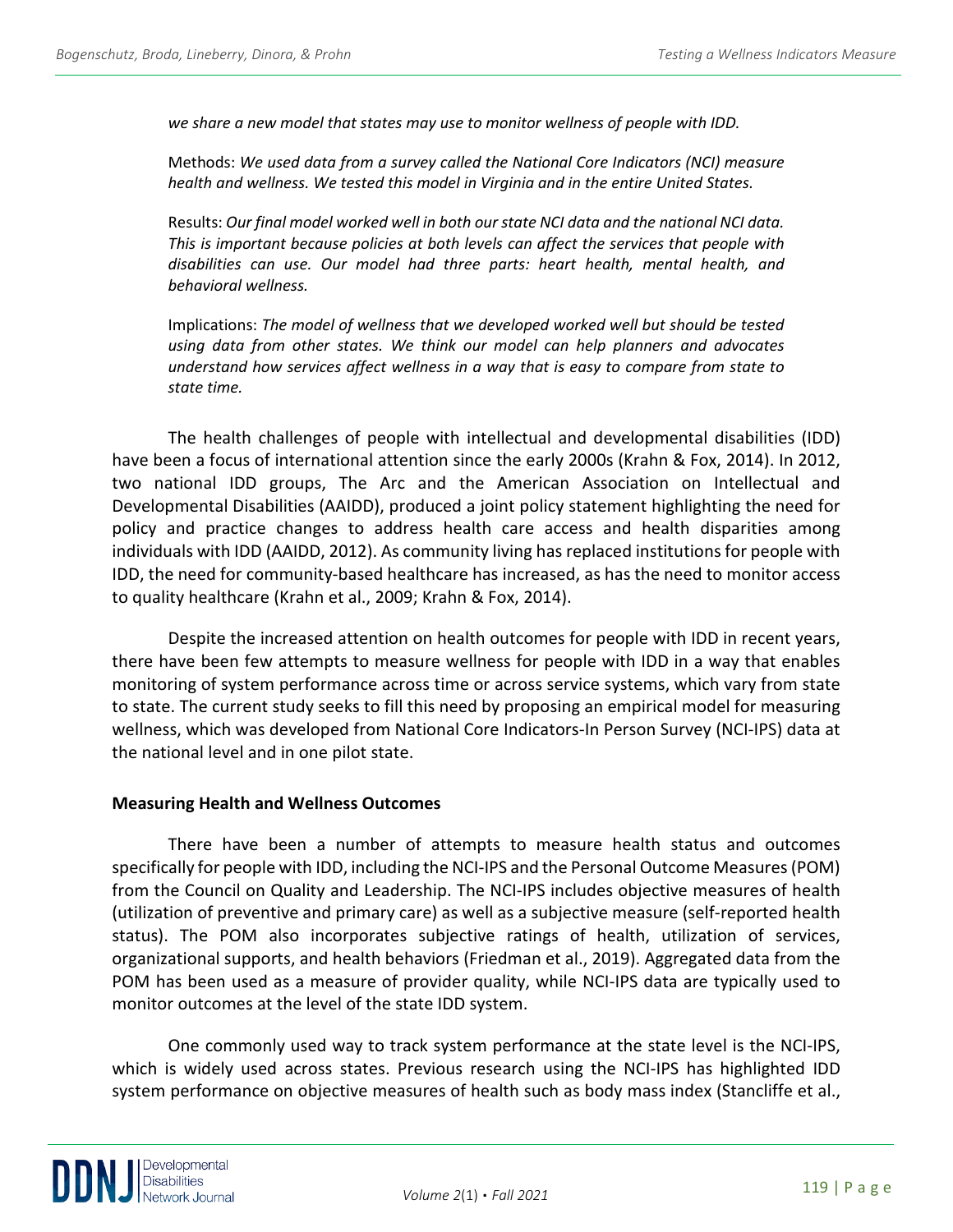*we share a new model that states may use to monitor wellness of people with IDD.*

Methods: *We used data from a survey called the National Core Indicators (NCI) measure health and wellness. We tested this model in Virginia and in the entire United States.*

Results: *Our final model worked well in both our state NCI data and the national NCI data. This is important because policies at both levels can affect the services that people with disabilities can use. Our model had three parts: heart health, mental health, and behavioral wellness.*

Implications: *The model of wellness that we developed worked well but should be tested using data from other states. We think our model can help planners and advocates understand how services affect wellness in a way that is easy to compare from state to state time.*

The health challenges of people with intellectual and developmental disabilities (IDD) have been a focus of international attention since the early 2000s (Krahn & Fox, 2014). In 2012, two national IDD groups, The Arc and the American Association on Intellectual and Developmental Disabilities (AAIDD), produced a joint policy statement highlighting the need for policy and practice changes to address health care access and health disparities among individuals with IDD (AAIDD, 2012). As community living has replaced institutions for people with IDD, the need for community-based healthcare has increased, as has the need to monitor access to quality healthcare (Krahn et al., 2009; Krahn & Fox, 2014).

Despite the increased attention on health outcomes for people with IDD in recent years, there have been few attempts to measure wellness for people with IDD in a way that enables monitoring of system performance across time or across service systems, which vary from state to state. The current study seeks to fill this need by proposing an empirical model for measuring wellness, which was developed from National Core Indicators-In Person Survey (NCI-IPS) data at the national level and in one pilot state.

## Measuring Health and Wellness Outcomes

There have been a number of attempts to measure health status and outcomes specifically for people with IDD, including the NCI-IPS and the Personal Outcome Measures (POM) from the Council on Quality and Leadership. The NCI-IPS includes objective measures of health (utilization of preventive and primary care) as well as a subjective measure (self-reported health status). The POM also incorporates subjective ratings of health, utilization of services, organizational supports, and health behaviors (Friedman et al., 2019). Aggregated data from the POM has been used as a measure of provider quality, while NCI-IPS data are typically used to monitor outcomes at the level of the state IDD system.

One commonly used way to track system performance at the state level is the NCI-IPS, which is widely used across states. Previous research using the NCI-IPS has highlighted IDD system performance on objective measures of health such as body mass index (Stancliffe et al.,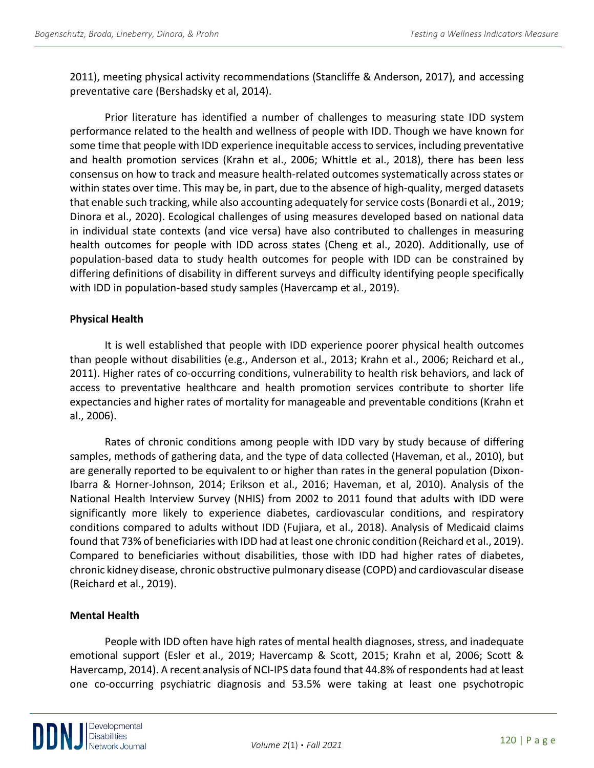2011), meeting physical activity recommendations (Stancliffe & Anderson, 2017), and accessing preventative care (Bershadsky et al, 2014).

Prior literature has identified a number of challenges to measuring state IDD system performance related to the health and wellness of people with IDD. Though we have known for some time that people with IDD experience inequitable access to services, including preventative and health promotion services (Krahn et al., 2006; Whittle et al., 2018), there has been less consensus on how to track and measure health-related outcomes systematically across states or within states over time. This may be, in part, due to the absence of high-quality, merged datasets that enable such tracking, while also accounting adequately for service costs (Bonardi et al., 2019; Dinora et al., 2020). Ecological challenges of using measures developed based on national data in individual state contexts (and vice versa) have also contributed to challenges in measuring health outcomes for people with IDD across states (Cheng et al., 2020). Additionally, use of population-based data to study health outcomes for people with IDD can be constrained by differing definitions of disability in different surveys and difficulty identifying people specifically with IDD in population-based study samples (Havercamp et al., 2019).

### Physical Health

It is well established that people with IDD experience poorer physical health outcomes than people without disabilities (e.g., Anderson et al., 2013; Krahn et al., 2006; Reichard et al., 2011). Higher rates of co-occurring conditions, vulnerability to health risk behaviors, and lack of access to preventative healthcare and health promotion services contribute to shorter life expectancies and higher rates of mortality for manageable and preventable conditions (Krahn et al., 2006).

Rates of chronic conditions among people with IDD vary by study because of differing samples, methods of gathering data, and the type of data collected (Haveman, et al., 2010), but are generally reported to be equivalent to or higher than rates in the general population (Dixon-Ibarra & Horner-Johnson, 2014; Erikson et al., 2016; Haveman, et al, 2010). Analysis of the National Health Interview Survey (NHIS) from 2002 to 2011 found that adults with IDD were significantly more likely to experience diabetes, cardiovascular conditions, and respiratory conditions compared to adults without IDD (Fujiara, et al., 2018). Analysis of Medicaid claims found that 73% of beneficiaries with IDD had at least one chronic condition (Reichard et al., 2019). Compared to beneficiaries without disabilities, those with IDD had higher rates of diabetes, chronic kidney disease, chronic obstructive pulmonary disease (COPD) and cardiovascular disease (Reichard et al., 2019).

### Mental Health

People with IDD often have high rates of mental health diagnoses, stress, and inadequate emotional support (Esler et al., 2019; Havercamp & Scott, 2015; Krahn et al, 2006; Scott & Havercamp, 2014). A recent analysis of NCI-IPS data found that 44.8% of respondents had at least one co-occurring psychiatric diagnosis and 53.5% were taking at least one psychotropic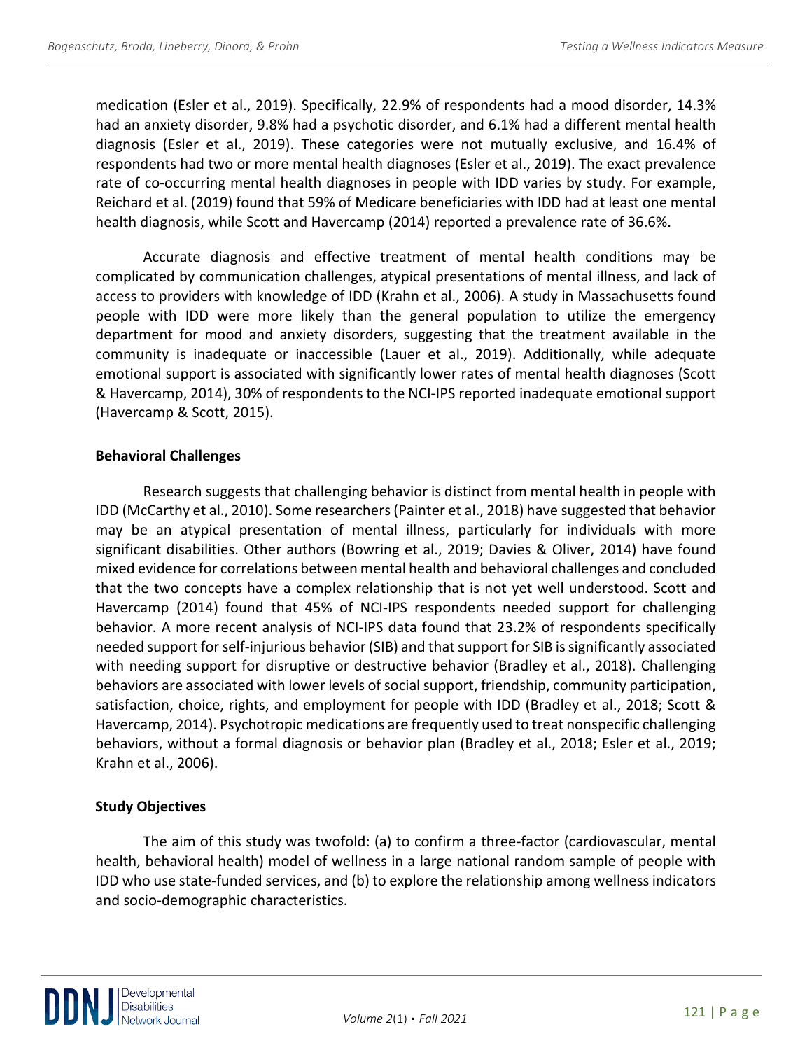medication (Esler et al., 2019). Specifically, 22.9% of respondents had a mood disorder, 14.3% had an anxiety disorder, 9.8% had a psychotic disorder, and 6.1% had a different mental health diagnosis (Esler et al., 2019). These categories were not mutually exclusive, and 16.4% of respondents had two or more mental health diagnoses (Esler et al., 2019). The exact prevalence rate of co-occurring mental health diagnoses in people with IDD varies by study. For example, Reichard et al. (2019) found that 59% of Medicare beneficiaries with IDD had at least one mental health diagnosis, while Scott and Havercamp (2014) reported a prevalence rate of 36.6%.

Accurate diagnosis and effective treatment of mental health conditions may be complicated by communication challenges, atypical presentations of mental illness, and lack of access to providers with knowledge of IDD (Krahn et al., 2006). A study in Massachusetts found people with IDD were more likely than the general population to utilize the emergency department for mood and anxiety disorders, suggesting that the treatment available in the community is inadequate or inaccessible (Lauer et al., 2019). Additionally, while adequate emotional support is associated with significantly lower rates of mental health diagnoses (Scott & Havercamp, 2014), 30% of respondents to the NCI-IPS reported inadequate emotional support (Havercamp & Scott, 2015).

### Behavioral Challenges

Research suggests that challenging behavior is distinct from mental health in people with IDD (McCarthy et al., 2010). Some researchers (Painter et al., 2018) have suggested that behavior may be an atypical presentation of mental illness, particularly for individuals with more significant disabilities. Other authors (Bowring et al., 2019; Davies & Oliver, 2014) have found mixed evidence for correlations between mental health and behavioral challenges and concluded that the two concepts have a complex relationship that is not yet well understood. Scott and Havercamp (2014) found that 45% of NCI-IPS respondents needed support for challenging behavior. A more recent analysis of NCI-IPS data found that 23.2% of respondents specifically needed support for self-injurious behavior (SIB) and that support for SIB is significantly associated with needing support for disruptive or destructive behavior (Bradley et al., 2018). Challenging behaviors are associated with lower levels of social support, friendship, community participation, satisfaction, choice, rights, and employment for people with IDD (Bradley et al., 2018; Scott & Havercamp, 2014). Psychotropic medications are frequently used to treat nonspecific challenging behaviors, without a formal diagnosis or behavior plan (Bradley et al., 2018; Esler et al., 2019; Krahn et al., 2006).

### Study Objectives

The aim of this study was twofold: (a) to confirm a three-factor (cardiovascular, mental health, behavioral health) model of wellness in a large national random sample of people with IDD who use state-funded services, and (b) to explore the relationship among wellness indicators and socio-demographic characteristics.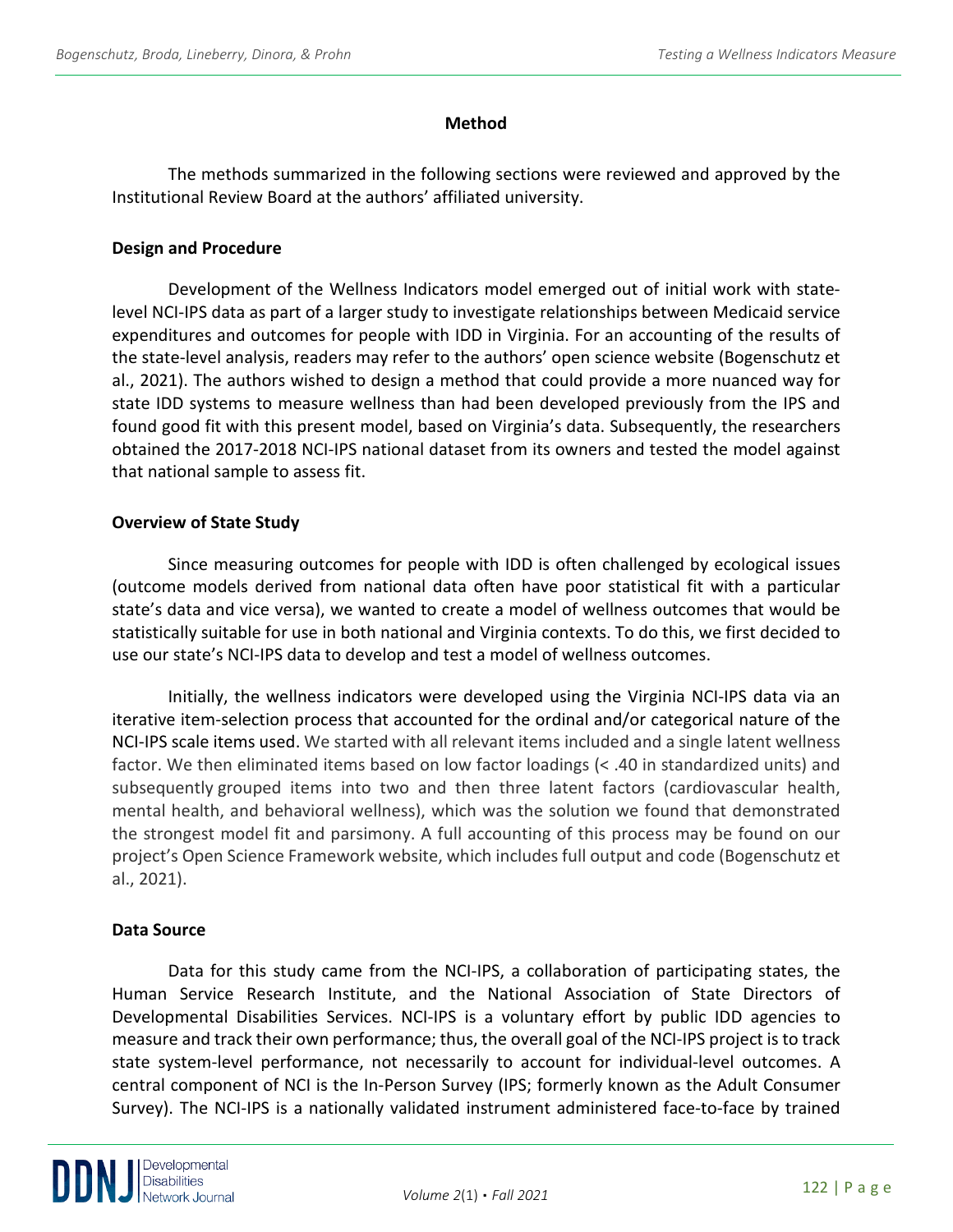## Method

The methods summarized in the following sections were reviewed and approved by the Institutional Review Board at the authors' affiliated university.

### Design and Procedure

Development of the Wellness Indicators model emerged out of initial work with state-level NCI-IPS data as part of a larger study to investigate relationships between Medicaid service expenditures and outcomes for people with IDD in Virginia. For an accounting of the results of the state-level analysis, readers may refer to the authors' open science website (Bogenschutz et al., 2021). The authors wished to design a method that could provide a more nuanced way for state IDD systems to measure wellness than had been developed previously from the IPS and found good fit with this present model, based on Virginia's data. Subsequently, the researchers obtained the 2017-2018 NCI-IPS national dataset from its owners and tested the model against that national sample to assess fit.

### Overview of State Study

Since measuring outcomes for people with IDD is often challenged by ecological issues (outcome models derived from national data often have poor statistical fit with a particular state's data and vice versa), we wanted to create a model of wellness outcomes that would be statistically suitable for use in both national and Virginia contexts. To do this, we first decided to use our state's NCI-IPS data to develop and test a model of wellness outcomes.

Initially, the wellness indicators were developed using the Virginia NCI-IPS data via an iterative item-selection process that accounted for the ordinal and/or categorical nature of the NCI-IPS scale items used. We started with all relevant items included and a single latent wellness factor. We then eliminated items based on low factor loadings (< .40 in standardized units) and subsequently grouped items into two and then three latent factors (cardiovascular health, mental health, and behavioral wellness), which was the solution we found that demonstrated the strongest model fit and parsimony. A full accounting of this process may be found on our project's Open Science Framework website, which includes full output and code (Bogenschutz et al., 2021).

### Data Source

Data for this study came from the NCI-IPS, a collaboration of participating states, the Human Service Research Institute, and the National Association of State Directors of Developmental Disabilities Services. NCI-IPS is a voluntary effort by public IDD agencies to measure and track their own performance; thus, the overall goal of the NCI-IPS project is to track state system-level performance, not necessarily to account for individual-level outcomes. A central component of NCI is the In-Person Survey (IPS; formerly known as the Adult Consumer Survey). The NCI-IPS is a nationally validated instrument administered face-to-face by trained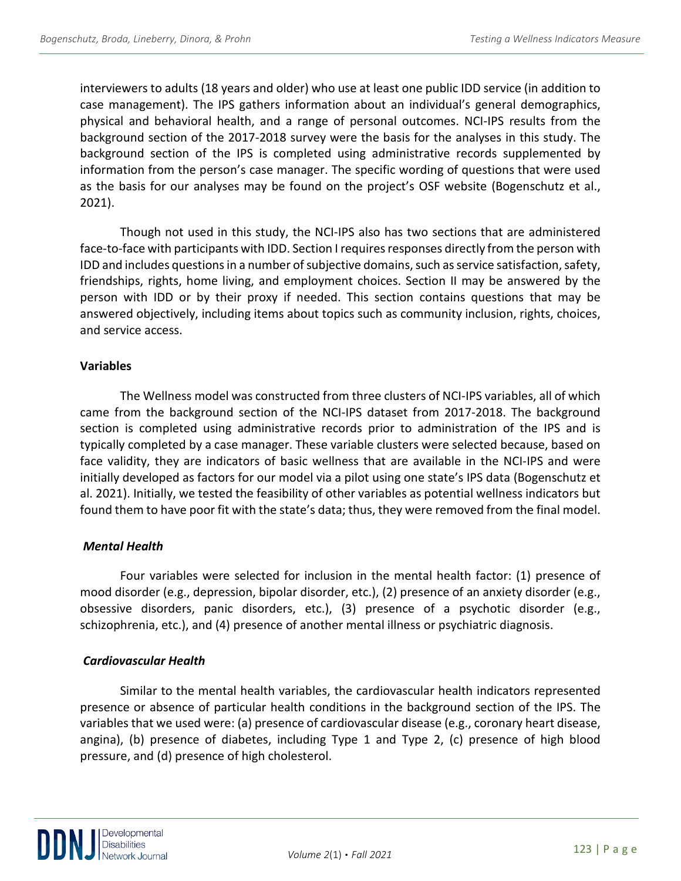interviewers to adults (18 years and older) who use at least one public IDD service (in addition to case management). The IPS gathers information about an individual's general demographics, physical and behavioral health, and a range of personal outcomes. NCI-IPS results from the background section of the 2017-2018 survey were the basis for the analyses in this study. The background section of the IPS is completed using administrative records supplemented by information from the person's case manager. The specific wording of questions that were used as the basis for our analyses may be found on the project's OSF website (Bogenschutz et al., 2021).

Though not used in this study, the NCI-IPS also has two sections that are administered face-to-face with participants with IDD. Section I requires responses directly from the person with IDD and includes questions in a number of subjective domains, such as service satisfaction, safety, friendships, rights, home living, and employment choices. Section II may be answered by the person with IDD or by their proxy if needed. This section contains questions that may be answered objectively, including items about topics such as community inclusion, rights, choices, and service access.

### Variables

The Wellness model was constructed from three clusters of NCI-IPS variables, all of which came from the background section of the NCI-IPS dataset from 2017-2018. The background section is completed using administrative records prior to administration of the IPS and is typically completed by a case manager. These variable clusters were selected because, based on face validity, they are indicators of basic wellness that are available in the NCI-IPS and were initially developed as factors for our model via a pilot using one state's IPS data (Bogenschutz et al. 2021). Initially, we tested the feasibility of other variables as potential wellness indicators but found them to have poor fit with the state's data; thus, they were removed from the final model.

#### *Mental Health*

Four variables were selected for inclusion in the mental health factor: (1) presence of mood disorder (e.g., depression, bipolar disorder, etc.), (2) presence of an anxiety disorder (e.g., obsessive disorders, panic disorders, etc.), (3) presence of a psychotic disorder (e.g., schizophrenia, etc.), and (4) presence of another mental illness or psychiatric diagnosis.

#### *Cardiovascular Health*

Similar to the mental health variables, the cardiovascular health indicators represented presence or absence of particular health conditions in the background section of the IPS. The variables that we used were: (a) presence of cardiovascular disease (e.g., coronary heart disease, angina), (b) presence of diabetes, including Type 1 and Type 2, (c) presence of high blood pressure, and (d) presence of high cholesterol.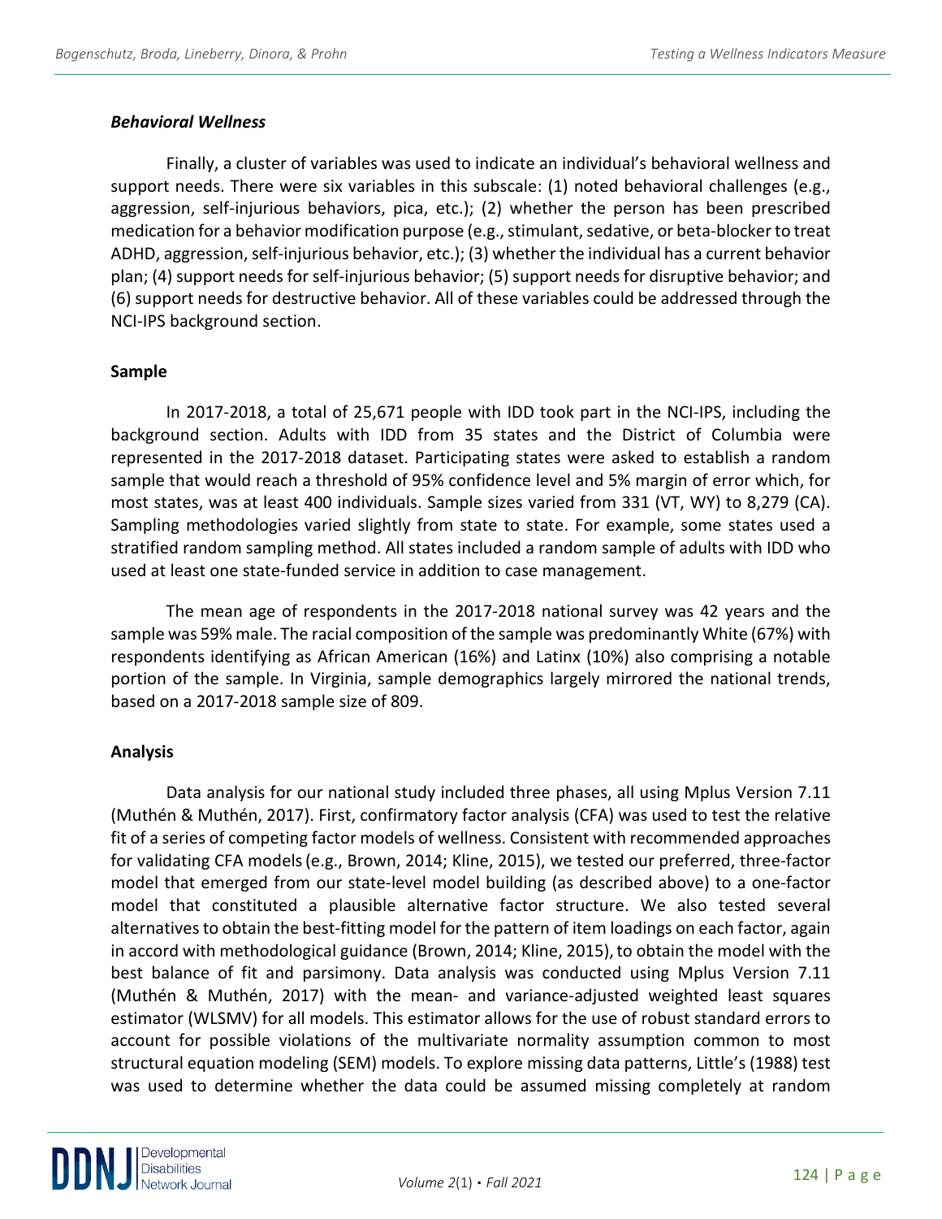### *Behavioral Wellness*

Finally, a cluster of variables was used to indicate an individual's behavioral wellness and support needs. There were six variables in this subscale: (1) noted behavioral challenges (e.g., aggression, self-injurious behaviors, pica, etc.); (2) whether the person has been prescribed medication for a behavior modification purpose (e.g., stimulant, sedative, or beta-blocker to treat ADHD, aggression, self-injurious behavior, etc.); (3) whether the individual has a current behavior plan; (4) support needs for self-injurious behavior; (5) support needs for disruptive behavior; and (6) support needs for destructive behavior. All of these variables could be addressed through the NCI-IPS background section.

## Sample

In 2017-2018, a total of 25,671 people with IDD took part in the NCI-IPS, including the background section. Adults with IDD from 35 states and the District of Columbia were represented in the 2017-2018 dataset. Participating states were asked to establish a random sample that would reach a threshold of 95% confidence level and 5% margin of error which, for most states, was at least 400 individuals. Sample sizes varied from 331 (VT, WY) to 8,279 (CA). Sampling methodologies varied slightly from state to state. For example, some states used a stratified random sampling method. All states included a random sample of adults with IDD who used at least one state-funded service in addition to case management.

The mean age of respondents in the 2017-2018 national survey was 42 years and the sample was 59% male. The racial composition of the sample was predominantly White (67%) with respondents identifying as African American (16%) and Latinx (10%) also comprising a notable portion of the sample. In Virginia, sample demographics largely mirrored the national trends, based on a 2017-2018 sample size of 809.

## Analysis

Data analysis for our national study included three phases, all using Mplus Version 7.11 (Muthén & Muthén, 2017). First, confirmatory factor analysis (CFA) was used to test the relative fit of a series of competing factor models of wellness. Consistent with recommended approaches for validating CFA models (e.g., Brown, 2014; Kline, 2015), we tested our preferred, three-factor model that emerged from our state-level model building (as described above) to a one-factor model that constituted a plausible alternative factor structure. We also tested several alternatives to obtain the best-fitting model for the pattern of item loadings on each factor, again in accord with methodological guidance (Brown, 2014; Kline, 2015), to obtain the model with the best balance of fit and parsimony. Data analysis was conducted using Mplus Version 7.11 (Muthén & Muthén, 2017) with the mean- and variance-adjusted weighted least squares estimator (WLSMV) for all models. This estimator allows for the use of robust standard errors to account for possible violations of the multivariate normality assumption common to most structural equation modeling (SEM) models. To explore missing data patterns, Little's (1988) test was used to determine whether the data could be assumed missing completely at random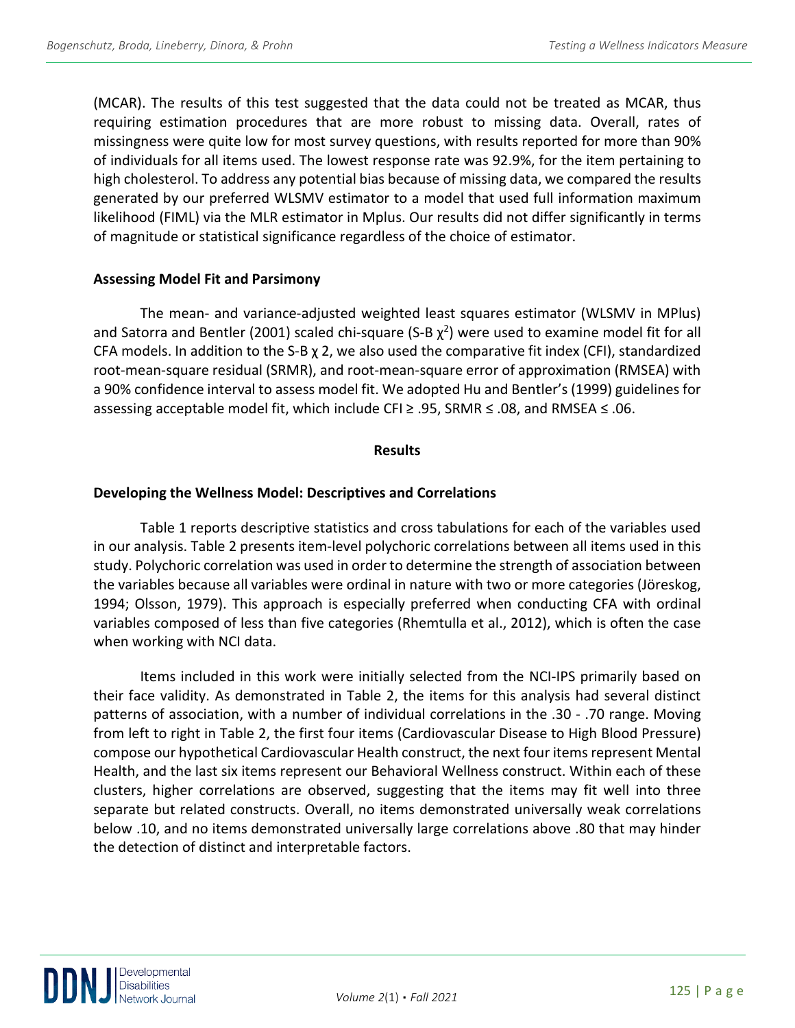(MCAR). The results of this test suggested that the data could not be treated as MCAR, thus requiring estimation procedures that are more robust to missing data. Overall, rates of missingness were quite low for most survey questions, with results reported for more than 90% of individuals for all items used. The lowest response rate was 92.9%, for the item pertaining to high cholesterol. To address any potential bias because of missing data, we compared the results generated by our preferred WLSMV estimator to a model that used full information maximum likelihood (FIML) via the MLR estimator in Mplus. Our results did not differ significantly in terms of magnitude or statistical significance regardless of the choice of estimator.

### Assessing Model Fit and Parsimony

The mean- and variance-adjusted weighted least squares estimator (WLSMV in MPlus) and Satorra and Bentler (2001) scaled chi-square (S-B $\chi^2$) were used to examine model fit for all CFA models. In addition to the S-B $\chi$ 2, we also used the comparative fit index (CFI), standardized root-mean-square residual (SRMR), and root-mean-square error of approximation (RMSEA) with a 90% confidence interval to assess model fit. We adopted Hu and Bentler's (1999) guidelines for assessing acceptable model fit, which include CFI ≥ .95, SRMR ≤ .08, and RMSEA ≤ .06.

## Results

### Developing the Wellness Model: Descriptives and Correlations

Table 1 reports descriptive statistics and cross tabulations for each of the variables used in our analysis. Table 2 presents item-level polychoric correlations between all items used in this study. Polychoric correlation was used in order to determine the strength of association between the variables because all variables were ordinal in nature with two or more categories (Jöreskog, 1994; Olsson, 1979). This approach is especially preferred when conducting CFA with ordinal variables composed of less than five categories (Rhemtulla et al., 2012), which is often the case when working with NCI data.

Items included in this work were initially selected from the NCI-IPS primarily based on their face validity. As demonstrated in Table 2, the items for this analysis had several distinct patterns of association, with a number of individual correlations in the .30 - .70 range. Moving from left to right in Table 2, the first four items (Cardiovascular Disease to High Blood Pressure) compose our hypothetical Cardiovascular Health construct, the next four items represent Mental Health, and the last six items represent our Behavioral Wellness construct. Within each of these clusters, higher correlations are observed, suggesting that the items may fit well into three separate but related constructs. Overall, no items demonstrated universally weak correlations below .10, and no items demonstrated universally large correlations above .80 that may hinder the detection of distinct and interpretable factors.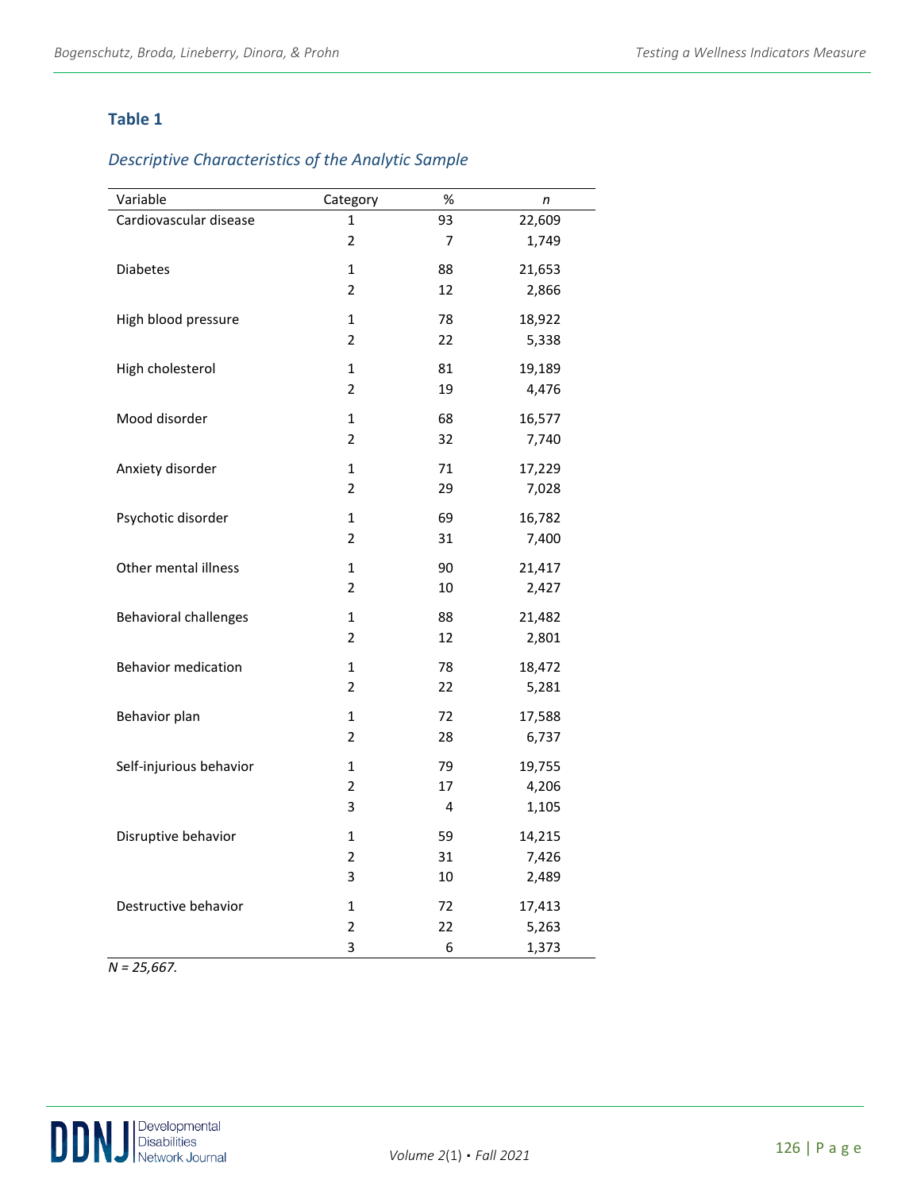**Table 1**

*Descriptive Characteristics of the Analytic Sample*

| Variable | Category | % | *n* |
|---|---|---|---|
| Cardiovascular disease | 1 | 93 | 22,609 |
| | 2 | 7 | 1,749 |
| Diabetes | 1 | 88 | 21,653 |
| | 2 | 12 | 2,866 |
| High blood pressure | 1 | 78 | 18,922 |
| | 2 | 22 | 5,338 |
| High cholesterol | 1 | 81 | 19,189 |
| | 2 | 19 | 4,476 |
| Mood disorder | 1 | 68 | 16,577 |
| | 2 | 32 | 7,740 |
| Anxiety disorder | 1 | 71 | 17,229 |
| | 2 | 29 | 7,028 |
| Psychotic disorder | 1 | 69 | 16,782 |
| | 2 | 31 | 7,400 |
| Other mental illness | 1 | 90 | 21,417 |
| | 2 | 10 | 2,427 |
| Behavioral challenges | 1 | 88 | 21,482 |
| | 2 | 12 | 2,801 |
| Behavior medication | 1 | 78 | 18,472 |
| | 2 | 22 | 5,281 |
| Behavior plan | 1 | 72 | 17,588 |
| | 2 | 28 | 6,737 |
| Self-injurious behavior | 1 | 79 | 19,755 |
| | 2 | 17 | 4,206 |
| | 3 | 4 | 1,105 |
| Disruptive behavior | 1 | 59 | 14,215 |
| | 2 | 31 | 7,426 |
| | 3 | 10 | 2,489 |
| Destructive behavior | 1 | 72 | 17,413 |
| | 2 | 22 | 5,263 |
| | 3 | 6 | 1,373 |

*N = 25,667.*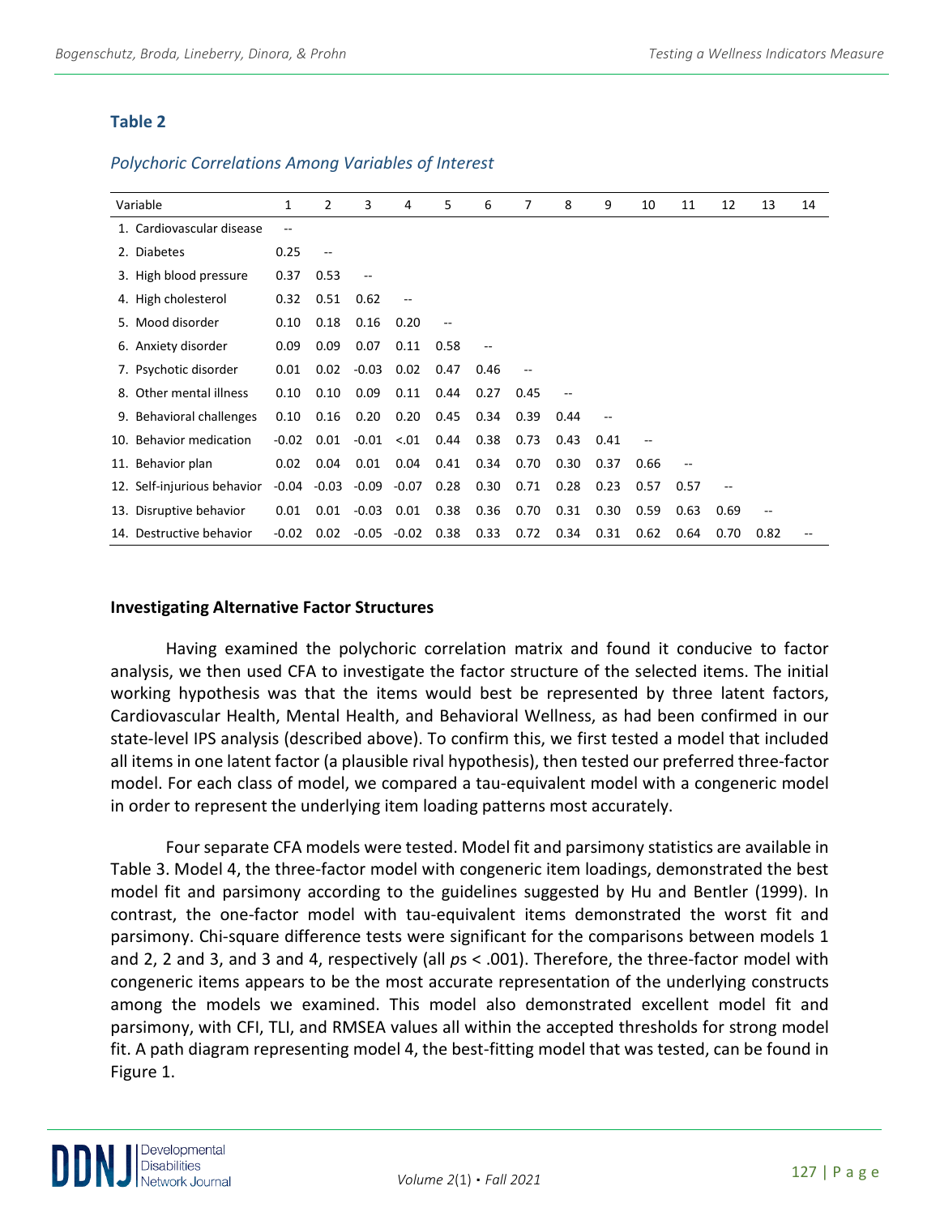**Table 2**

*Polychoric Correlations Among Variables of Interest*

| Variable | 1 | 2 | 3 | 4 | 5 | 6 | 7 | 8 | 9 | 10 | 11 | 12 | 13 | 14 |
|---|---|---|---|---|---|---|---|---|---|---|---|---|---|---|
| 1. Cardiovascular disease | -- | | | | | | | | | | | | | |
| 2. Diabetes | 0.25 | -- | | | | | | | | | | | | |
| 3. High blood pressure | 0.37 | 0.53 | -- | | | | | | | | | | | |
| 4. High cholesterol | 0.32 | 0.51 | 0.62 | -- | | | | | | | | | | |
| 5. Mood disorder | 0.10 | 0.18 | 0.16 | 0.20 | -- | | | | | | | | | |
| 6. Anxiety disorder | 0.09 | 0.09 | 0.07 | 0.11 | 0.58 | -- | | | | | | | | |
| 7. Psychotic disorder | 0.01 | 0.02 | -0.03 | 0.02 | 0.47 | 0.46 | -- | | | | | | | |
| 8. Other mental illness | 0.10 | 0.10 | 0.09 | 0.11 | 0.44 | 0.27 | 0.45 | -- | | | | | | |
| 9. Behavioral challenges | 0.10 | 0.16 | 0.20 | 0.20 | 0.45 | 0.34 | 0.39 | 0.44 | -- | | | | | |
| 10. Behavior medication | -0.02 | 0.01 | -0.01 | <.01 | 0.44 | 0.38 | 0.73 | 0.43 | 0.41 | -- | | | | |
| 11. Behavior plan | 0.02 | 0.04 | 0.01 | 0.04 | 0.41 | 0.34 | 0.70 | 0.30 | 0.37 | 0.66 | -- | | | |
| 12. Self-injurious behavior | -0.04 | -0.03 | -0.09 | -0.07 | 0.28 | 0.30 | 0.71 | 0.28 | 0.23 | 0.57 | 0.57 | -- | | |
| 13. Disruptive behavior | 0.01 | 0.01 | -0.03 | 0.01 | 0.38 | 0.36 | 0.70 | 0.31 | 0.30 | 0.59 | 0.63 | 0.69 | -- | |
| 14. Destructive behavior | -0.02 | 0.02 | -0.05 | -0.02 | 0.38 | 0.33 | 0.72 | 0.34 | 0.31 | 0.62 | 0.64 | 0.70 | 0.82 | -- |

**Investigating Alternative Factor Structures**

Having examined the polychoric correlation matrix and found it conducive to factor analysis, we then used CFA to investigate the factor structure of the selected items. The initial working hypothesis was that the items would best be represented by three latent factors, Cardiovascular Health, Mental Health, and Behavioral Wellness, as had been confirmed in our state-level IPS analysis (described above). To confirm this, we first tested a model that included all items in one latent factor (a plausible rival hypothesis), then tested our preferred three-factor model. For each class of model, we compared a tau-equivalent model with a congeneric model in order to represent the underlying item loading patterns most accurately.

Four separate CFA models were tested. Model fit and parsimony statistics are available in Table 3. Model 4, the three-factor model with congeneric item loadings, demonstrated the best model fit and parsimony according to the guidelines suggested by Hu and Bentler (1999). In contrast, the one-factor model with tau-equivalent items demonstrated the worst fit and parsimony. Chi-square difference tests were significant for the comparisons between models 1 and 2, 2 and 3, and 3 and 4, respectively (all *p*s < .001). Therefore, the three-factor model with congeneric items appears to be the most accurate representation of the underlying constructs among the models we examined. This model also demonstrated excellent model fit and parsimony, with CFI, TLI, and RMSEA values all within the accepted thresholds for strong model fit. A path diagram representing model 4, the best-fitting model that was tested, can be found in Figure 1.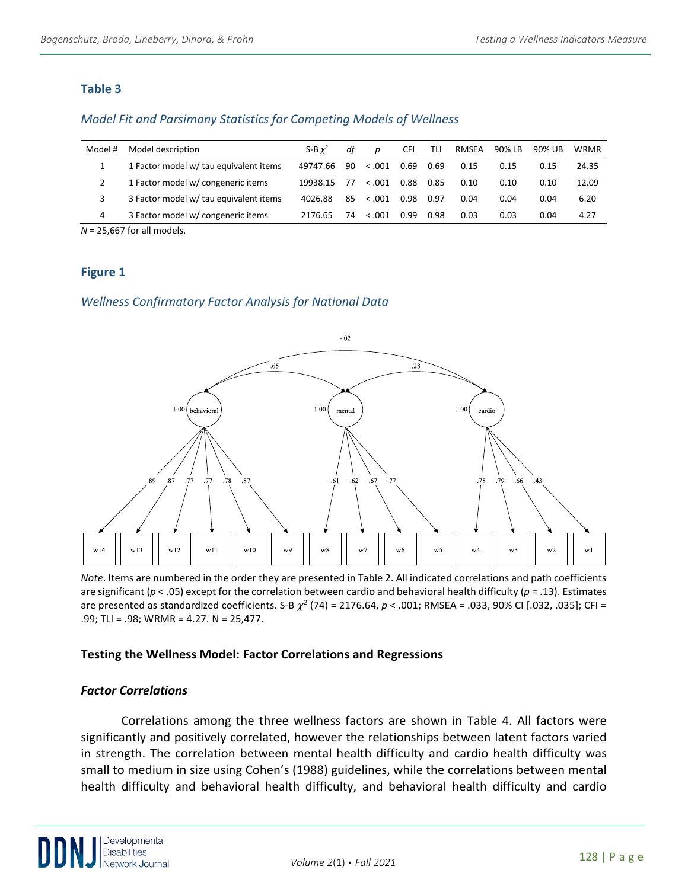**Table 3**

*Model Fit and Parsimony Statistics for Competing Models of Wellness*

| Model # | Model description | S-B $\chi^2$ | *df* | *p* | CFI | TLI | RMSEA | 90% LB | 90% UB | WRMR |
|---|---|---|---|---|---|---|---|---|---|---|
| 1 | 1 Factor model w/ tau equivalent items | 49747.66 | 90 | < .001 | 0.69 | 0.69 | 0.15 | 0.15 | 0.15 | 24.35 |
| 2 | 1 Factor model w/ congeneric items | 19938.15 | 77 | < .001 | 0.88 | 0.85 | 0.10 | 0.10 | 0.10 | 12.09 |
| 3 | 3 Factor model w/ tau equivalent items | 4026.88 | 85 | < .001 | 0.98 | 0.97 | 0.04 | 0.04 | 0.04 | 6.20 |
| 4 | 3 Factor model w/ congeneric items | 2176.65 | 74 | < .001 | 0.99 | 0.98 | 0.03 | 0.03 | 0.04 | 4.27 |

*N* = 25,667 for all models.

**Figure 1**

*Wellness Confirmatory Factor Analysis for National Data*

*Note*. Items are numbered in the order they are presented in Table 2. All indicated correlations and path coefficients are significant ($p$ < .05) except for the correlation between cardio and behavioral health difficulty ($p$ = .13). Estimates are presented as standardized coefficients. S-B $\chi^2$ (74) = 2176.64, $p$ < .001; RMSEA = .033, 90% CI [.032, .035]; CFI = .99; TLI = .98; WRMR = 4.27. N = 25,477.

### Testing the Wellness Model: Factor Correlations and Regressions

#### *Factor Correlations*

Correlations among the three wellness factors are shown in Table 4. All factors were significantly and positively correlated, however the relationships between latent factors varied in strength. The correlation between mental health difficulty and cardio health difficulty was small to medium in size using Cohen's (1988) guidelines, while the correlations between mental health difficulty and behavioral health difficulty, and behavioral health difficulty and cardio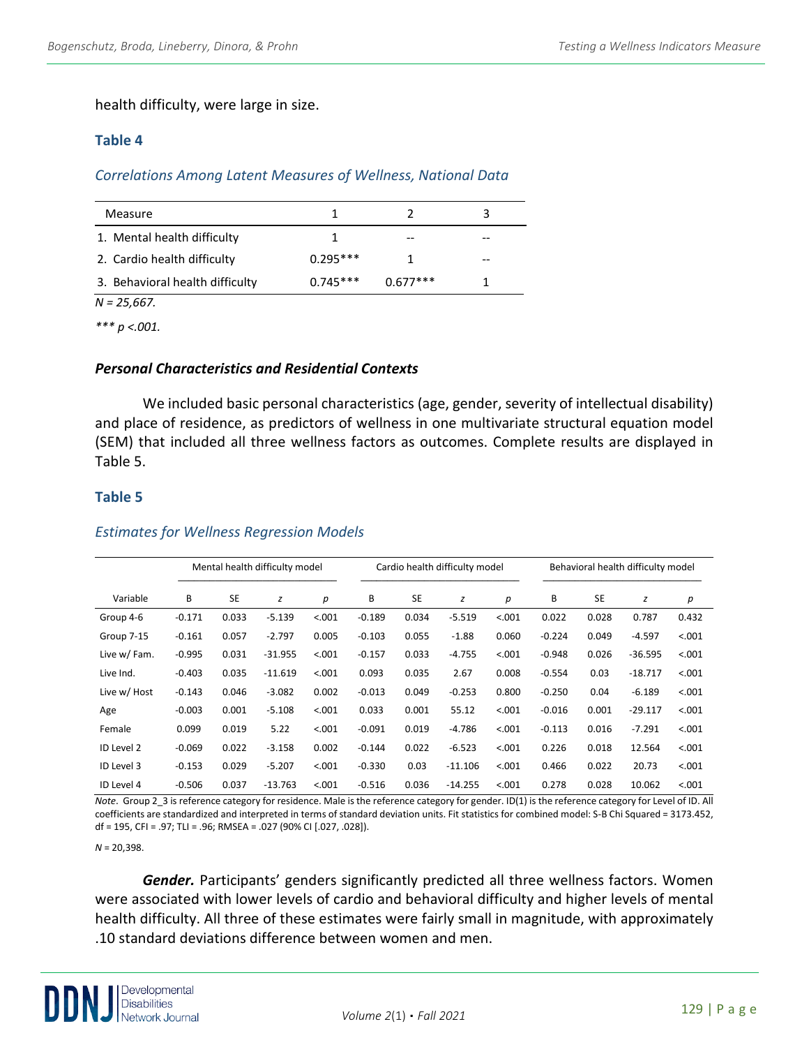health difficulty, were large in size.

### Table 4

*Correlations Among Latent Measures of Wellness, National Data*

| Measure | 1 | 2 | 3 |
|---|---|---|---|
| 1. Mental health difficulty | 1 | -- | -- |
| 2. Cardio health difficulty | 0.295*** | 1 | -- |
| 3. Behavioral health difficulty | 0.745*** | 0.677*** | 1 |

*N = 25,667.*

**** p <.001.*

### *Personal Characteristics and Residential Contexts*

We included basic personal characteristics (age, gender, severity of intellectual disability) and place of residence, as predictors of wellness in one multivariate structural equation model (SEM) that included all three wellness factors as outcomes. Complete results are displayed in Table 5.

### Table 5

*Estimates for Wellness Regression Models*

| | Mental health difficulty model | | | | Cardio health difficulty model | | | | Behavioral health difficulty model | | | |
|---|---|---|---|---|---|---|---|---|---|---|---|---|
| Variable | B | SE | *z* | *p* | B | SE | *z* | *p* | B | SE | *z* | *p* |
| Group 4-6 | -0.171 | 0.033 | -5.139 | <.001 | -0.189 | 0.034 | -5.519 | <.001 | 0.022 | 0.028 | 0.787 | 0.432 |
| Group 7-15 | -0.161 | 0.057 | -2.797 | 0.005 | -0.103 | 0.055 | -1.88 | 0.060 | -0.224 | 0.049 | -4.597 | <.001 |
| Live w/ Fam. | -0.995 | 0.031 | -31.955 | <.001 | -0.157 | 0.033 | -4.755 | <.001 | -0.948 | 0.026 | -36.595 | <.001 |
| Live Ind. | -0.403 | 0.035 | -11.619 | <.001 | 0.093 | 0.035 | 2.67 | 0.008 | -0.554 | 0.03 | -18.717 | <.001 |
| Live w/ Host | -0.143 | 0.046 | -3.082 | 0.002 | -0.013 | 0.049 | -0.253 | 0.800 | -0.250 | 0.04 | -6.189 | <.001 |
| Age | -0.003 | 0.001 | -5.108 | <.001 | 0.033 | 0.001 | 55.12 | <.001 | -0.016 | 0.001 | -29.117 | <.001 |
| Female | 0.099 | 0.019 | 5.22 | <.001 | -0.091 | 0.019 | -4.786 | <.001 | -0.113 | 0.016 | -7.291 | <.001 |
| ID Level 2 | -0.069 | 0.022 | -3.158 | 0.002 | -0.144 | 0.022 | -6.523 | <.001 | 0.226 | 0.018 | 12.564 | <.001 |
| ID Level 3 | -0.153 | 0.029 | -5.207 | <.001 | -0.330 | 0.03 | -11.106 | <.001 | 0.466 | 0.022 | 20.73 | <.001 |
| ID Level 4 | -0.506 | 0.037 | -13.763 | <.001 | -0.516 | 0.036 | -14.255 | <.001 | 0.278 | 0.028 | 10.062 | <.001 |

*Note*. Group 2_3 is reference category for residence. Male is the reference category for gender. ID(1) is the reference category for Level of ID. All coefficients are standardized and interpreted in terms of standard deviation units. Fit statistics for combined model: S-B Chi Squared = 3173.452, df = 195, CFI = .97; TLI = .96; RMSEA = .027 (90% CI [.027, .028]).

*N* = 20,398.

***Gender.*** Participants' genders significantly predicted all three wellness factors. Women were associated with lower levels of cardio and behavioral difficulty and higher levels of mental health difficulty. All three of these estimates were fairly small in magnitude, with approximately .10 standard deviations difference between women and men.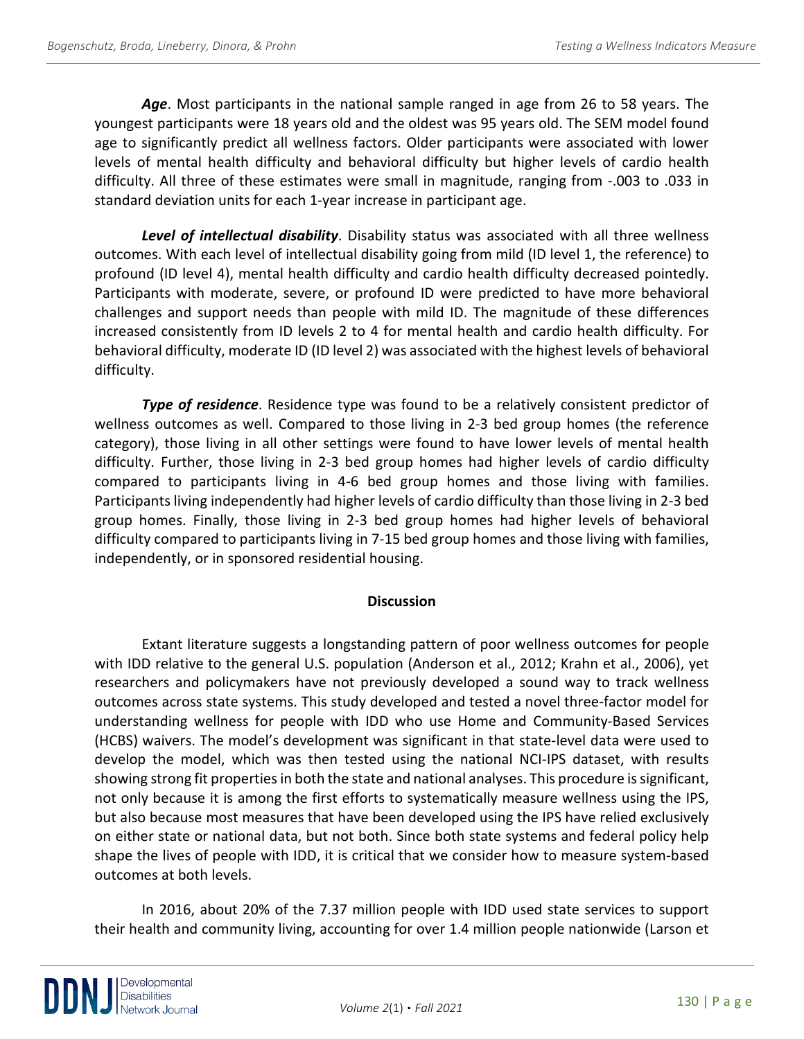***Age***. Most participants in the national sample ranged in age from 26 to 58 years. The youngest participants were 18 years old and the oldest was 95 years old. The SEM model found age to significantly predict all wellness factors. Older participants were associated with lower levels of mental health difficulty and behavioral difficulty but higher levels of cardio health difficulty. All three of these estimates were small in magnitude, ranging from -.003 to .033 in standard deviation units for each 1-year increase in participant age.

***Level of intellectual disability***. Disability status was associated with all three wellness outcomes. With each level of intellectual disability going from mild (ID level 1, the reference) to profound (ID level 4), mental health difficulty and cardio health difficulty decreased pointedly. Participants with moderate, severe, or profound ID were predicted to have more behavioral challenges and support needs than people with mild ID. The magnitude of these differences increased consistently from ID levels 2 to 4 for mental health and cardio health difficulty. For behavioral difficulty, moderate ID (ID level 2) was associated with the highest levels of behavioral difficulty.

***Type of residence***. Residence type was found to be a relatively consistent predictor of wellness outcomes as well. Compared to those living in 2-3 bed group homes (the reference category), those living in all other settings were found to have lower levels of mental health difficulty. Further, those living in 2-3 bed group homes had higher levels of cardio difficulty compared to participants living in 4-6 bed group homes and those living with families. Participants living independently had higher levels of cardio difficulty than those living in 2-3 bed group homes. Finally, those living in 2-3 bed group homes had higher levels of behavioral difficulty compared to participants living in 7-15 bed group homes and those living with families, independently, or in sponsored residential housing.

## Discussion

Extant literature suggests a longstanding pattern of poor wellness outcomes for people with IDD relative to the general U.S. population (Anderson et al., 2012; Krahn et al., 2006), yet researchers and policymakers have not previously developed a sound way to track wellness outcomes across state systems. This study developed and tested a novel three-factor model for understanding wellness for people with IDD who use Home and Community-Based Services (HCBS) waivers. The model's development was significant in that state-level data were used to develop the model, which was then tested using the national NCI-IPS dataset, with results showing strong fit properties in both the state and national analyses. This procedure is significant, not only because it is among the first efforts to systematically measure wellness using the IPS, but also because most measures that have been developed using the IPS have relied exclusively on either state or national data, but not both. Since both state systems and federal policy help shape the lives of people with IDD, it is critical that we consider how to measure system-based outcomes at both levels.

In 2016, about 20% of the 7.37 million people with IDD used state services to support their health and community living, accounting for over 1.4 million people nationwide (Larson et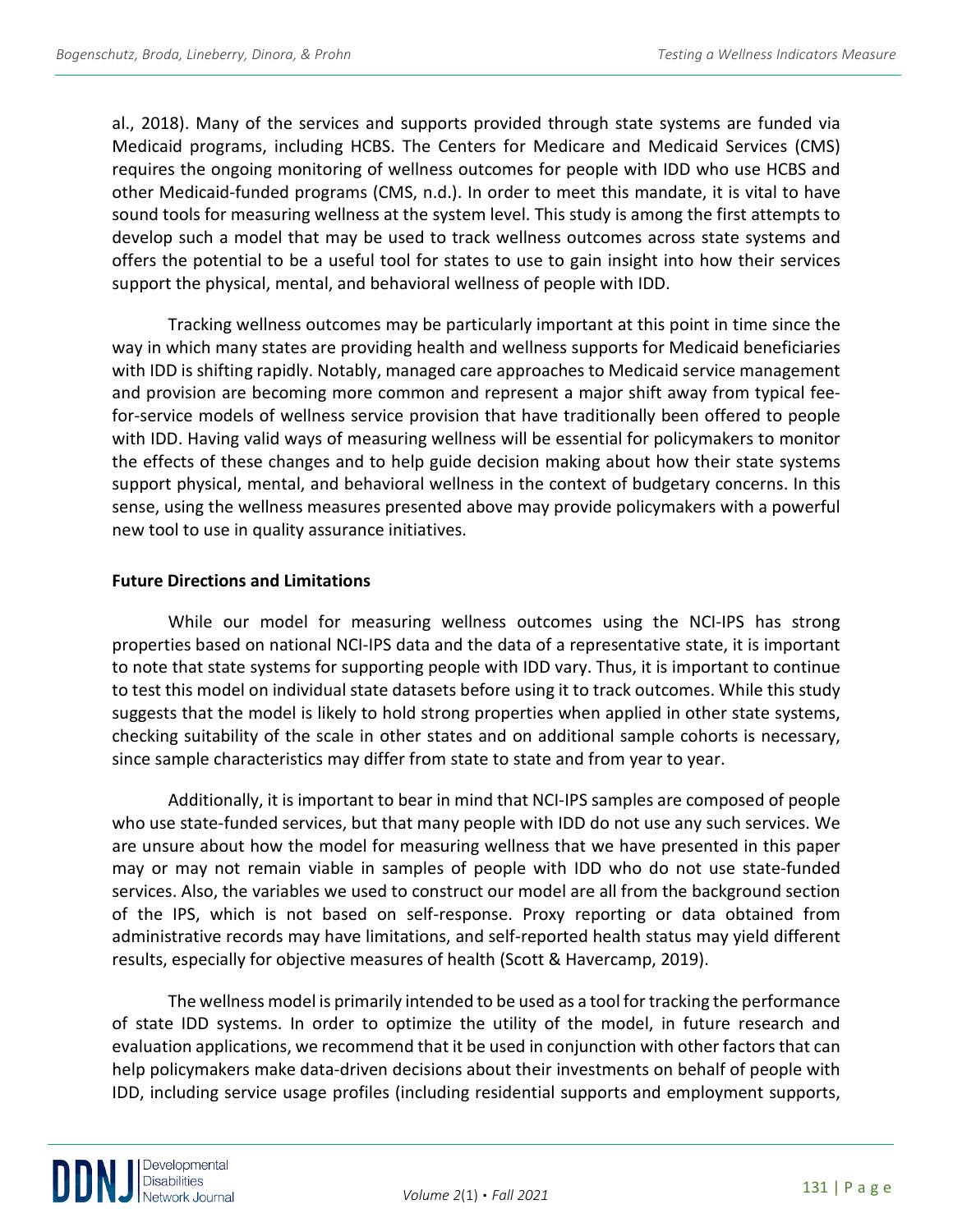al., 2018). Many of the services and supports provided through state systems are funded via Medicaid programs, including HCBS. The Centers for Medicare and Medicaid Services (CMS) requires the ongoing monitoring of wellness outcomes for people with IDD who use HCBS and other Medicaid-funded programs (CMS, n.d.). In order to meet this mandate, it is vital to have sound tools for measuring wellness at the system level. This study is among the first attempts to develop such a model that may be used to track wellness outcomes across state systems and offers the potential to be a useful tool for states to use to gain insight into how their services support the physical, mental, and behavioral wellness of people with IDD.

Tracking wellness outcomes may be particularly important at this point in time since the way in which many states are providing health and wellness supports for Medicaid beneficiaries with IDD is shifting rapidly. Notably, managed care approaches to Medicaid service management and provision are becoming more common and represent a major shift away from typical fee-for-service models of wellness service provision that have traditionally been offered to people with IDD. Having valid ways of measuring wellness will be essential for policymakers to monitor the effects of these changes and to help guide decision making about how their state systems support physical, mental, and behavioral wellness in the context of budgetary concerns. In this sense, using the wellness measures presented above may provide policymakers with a powerful new tool to use in quality assurance initiatives.

**Future Directions and Limitations**

While our model for measuring wellness outcomes using the NCI-IPS has strong properties based on national NCI-IPS data and the data of a representative state, it is important to note that state systems for supporting people with IDD vary. Thus, it is important to continue to test this model on individual state datasets before using it to track outcomes. While this study suggests that the model is likely to hold strong properties when applied in other state systems, checking suitability of the scale in other states and on additional sample cohorts is necessary, since sample characteristics may differ from state to state and from year to year.

Additionally, it is important to bear in mind that NCI-IPS samples are composed of people who use state-funded services, but that many people with IDD do not use any such services. We are unsure about how the model for measuring wellness that we have presented in this paper may or may not remain viable in samples of people with IDD who do not use state-funded services. Also, the variables we used to construct our model are all from the background section of the IPS, which is not based on self-response. Proxy reporting or data obtained from administrative records may have limitations, and self-reported health status may yield different results, especially for objective measures of health (Scott & Havercamp, 2019).

The wellness model is primarily intended to be used as a tool for tracking the performance of state IDD systems. In order to optimize the utility of the model, in future research and evaluation applications, we recommend that it be used in conjunction with other factors that can help policymakers make data-driven decisions about their investments on behalf of people with IDD, including service usage profiles (including residential supports and employment supports,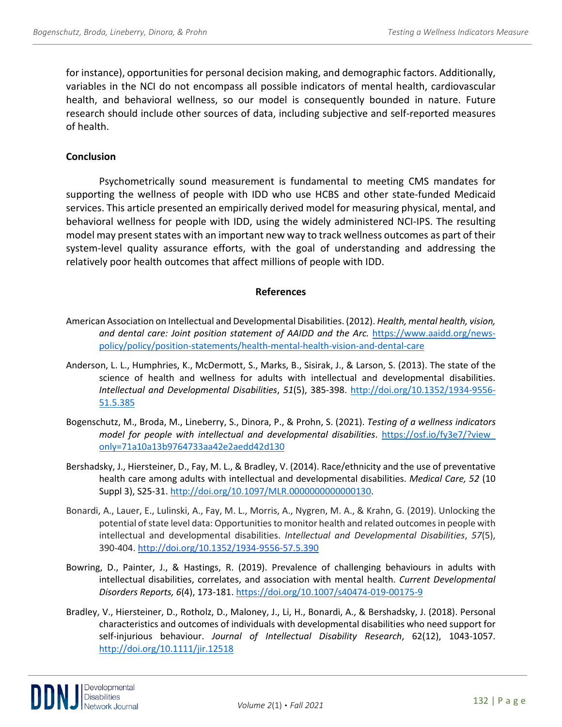for instance), opportunities for personal decision making, and demographic factors. Additionally, variables in the NCI do not encompass all possible indicators of mental health, cardiovascular health, and behavioral wellness, so our model is consequently bounded in nature. Future research should include other sources of data, including subjective and self-reported measures of health.

**Conclusion**

Psychometrically sound measurement is fundamental to meeting CMS mandates for supporting the wellness of people with IDD who use HCBS and other state-funded Medicaid services. This article presented an empirically derived model for measuring physical, mental, and behavioral wellness for people with IDD, using the widely administered NCI-IPS. The resulting model may present states with an important new way to track wellness outcomes as part of their system-level quality assurance efforts, with the goal of understanding and addressing the relatively poor health outcomes that affect millions of people with IDD.

## References

American Association on Intellectual and Developmental Disabilities. (2012). *Health, mental health, vision, and dental care: Joint position statement of AAIDD and the Arc.* https://www.aaidd.org/news-policy/policy/position-statements/health-mental-health-vision-and-dental-care

Anderson, L. L., Humphries, K., McDermott, S., Marks, B., Sisirak, J., & Larson, S. (2013). The state of the science of health and wellness for adults with intellectual and developmental disabilities. *Intellectual and Developmental Disabilities*, *51*(5), 385-398. http://doi.org/10.1352/1934-9556-51.5.385

Bogenschutz, M., Broda, M., Lineberry, S., Dinora, P., & Prohn, S. (2021). *Testing of a wellness indicators model for people with intellectual and developmental disabilities*. https://osf.io/fy3e7/?view_only=71a10a13b9764733aa42e2aedd42d130

Bershadsky, J., Hiersteiner, D., Fay, M. L., & Bradley, V. (2014). Race/ethnicity and the use of preventative health care among adults with intellectual and developmental disabilities. *Medical Care, 52* (10 Suppl 3), S25-31. http://doi.org/10.1097/MLR.0000000000000130.

Bonardi, A., Lauer, E., Lulinski, A., Fay, M. L., Morris, A., Nygren, M. A., & Krahn, G. (2019). Unlocking the potential of state level data: Opportunities to monitor health and related outcomes in people with intellectual and developmental disabilities. *Intellectual and Developmental Disabilities*, *57*(5), 390-404. http://doi.org/10.1352/1934-9556-57.5.390

Bowring, D., Painter, J., & Hastings, R. (2019). Prevalence of challenging behaviours in adults with intellectual disabilities, correlates, and association with mental health. *Current Developmental Disorders Reports, 6*(4), 173-181. https://doi.org/10.1007/s40474-019-00175-9

Bradley, V., Hiersteiner, D., Rotholz, D., Maloney, J., Li, H., Bonardi, A., & Bershadsky, J. (2018). Personal characteristics and outcomes of individuals with developmental disabilities who need support for self-injurious behaviour. *Journal of Intellectual Disability Research*, 62(12), 1043-1057. http://doi.org/10.1111/jir.12518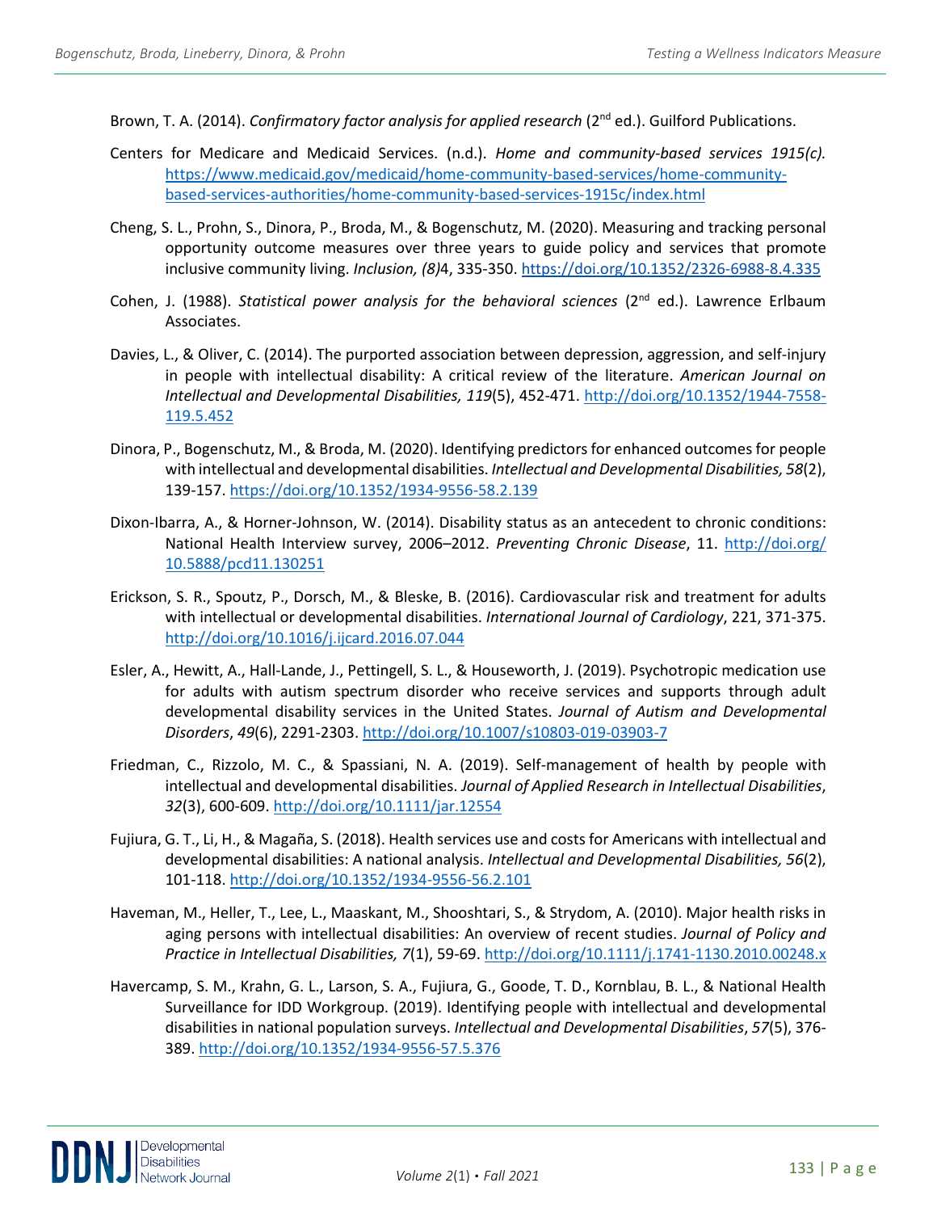Brown, T. A. (2014). *Confirmatory factor analysis for applied research* (2nd ed.). Guilford Publications.

Centers for Medicare and Medicaid Services. (n.d.). *Home and community-based services 1915(c).* https://www.medicaid.gov/medicaid/home-community-based-services/home-community-based-services-authorities/home-community-based-services-1915c/index.html

Cheng, S. L., Prohn, S., Dinora, P., Broda, M., & Bogenschutz, M. (2020). Measuring and tracking personal opportunity outcome measures over three years to guide policy and services that promote inclusive community living. *Inclusion, (8)*4, 335-350. https://doi.org/10.1352/2326-6988-8.4.335

Cohen, J. (1988). *Statistical power analysis for the behavioral sciences* (2nd ed.). Lawrence Erlbaum Associates.

Davies, L., & Oliver, C. (2014). The purported association between depression, aggression, and self-injury in people with intellectual disability: A critical review of the literature. *American Journal on Intellectual and Developmental Disabilities, 119*(5), 452-471. http://doi.org/10.1352/1944-7558-119.5.452

Dinora, P., Bogenschutz, M., & Broda, M. (2020). Identifying predictors for enhanced outcomes for people with intellectual and developmental disabilities. *Intellectual and Developmental Disabilities, 58*(2), 139-157. https://doi.org/10.1352/1934-9556-58.2.139

Dixon-Ibarra, A., & Horner-Johnson, W. (2014). Disability status as an antecedent to chronic conditions: National Health Interview survey, 2006–2012. *Preventing Chronic Disease*, 11. http://doi.org/10.5888/pcd11.130251

Erickson, S. R., Spoutz, P., Dorsch, M., & Bleske, B. (2016). Cardiovascular risk and treatment for adults with intellectual or developmental disabilities. *International Journal of Cardiology*, 221, 371-375. http://doi.org/10.1016/j.ijcard.2016.07.044

Esler, A., Hewitt, A., Hall-Lande, J., Pettingell, S. L., & Houseworth, J. (2019). Psychotropic medication use for adults with autism spectrum disorder who receive services and supports through adult developmental disability services in the United States. *Journal of Autism and Developmental Disorders*, *49*(6), 2291-2303. http://doi.org/10.1007/s10803-019-03903-7

Friedman, C., Rizzolo, M. C., & Spassiani, N. A. (2019). Self-management of health by people with intellectual and developmental disabilities. *Journal of Applied Research in Intellectual Disabilities*, *32*(3), 600-609. http://doi.org/10.1111/jar.12554

Fujiura, G. T., Li, H., & Magaña, S. (2018). Health services use and costs for Americans with intellectual and developmental disabilities: A national analysis. *Intellectual and Developmental Disabilities, 56*(2), 101-118. http://doi.org/10.1352/1934-9556-56.2.101

Haveman, M., Heller, T., Lee, L., Maaskant, M., Shooshtari, S., & Strydom, A. (2010). Major health risks in aging persons with intellectual disabilities: An overview of recent studies. *Journal of Policy and Practice in Intellectual Disabilities, 7*(1), 59-69. http://doi.org/10.1111/j.1741-1130.2010.00248.x

Havercamp, S. M., Krahn, G. L., Larson, S. A., Fujiura, G., Goode, T. D., Kornblau, B. L., & National Health Surveillance for IDD Workgroup. (2019). Identifying people with intellectual and developmental disabilities in national population surveys. *Intellectual and Developmental Disabilities*, *57*(5), 376-389. http://doi.org/10.1352/1934-9556-57.5.376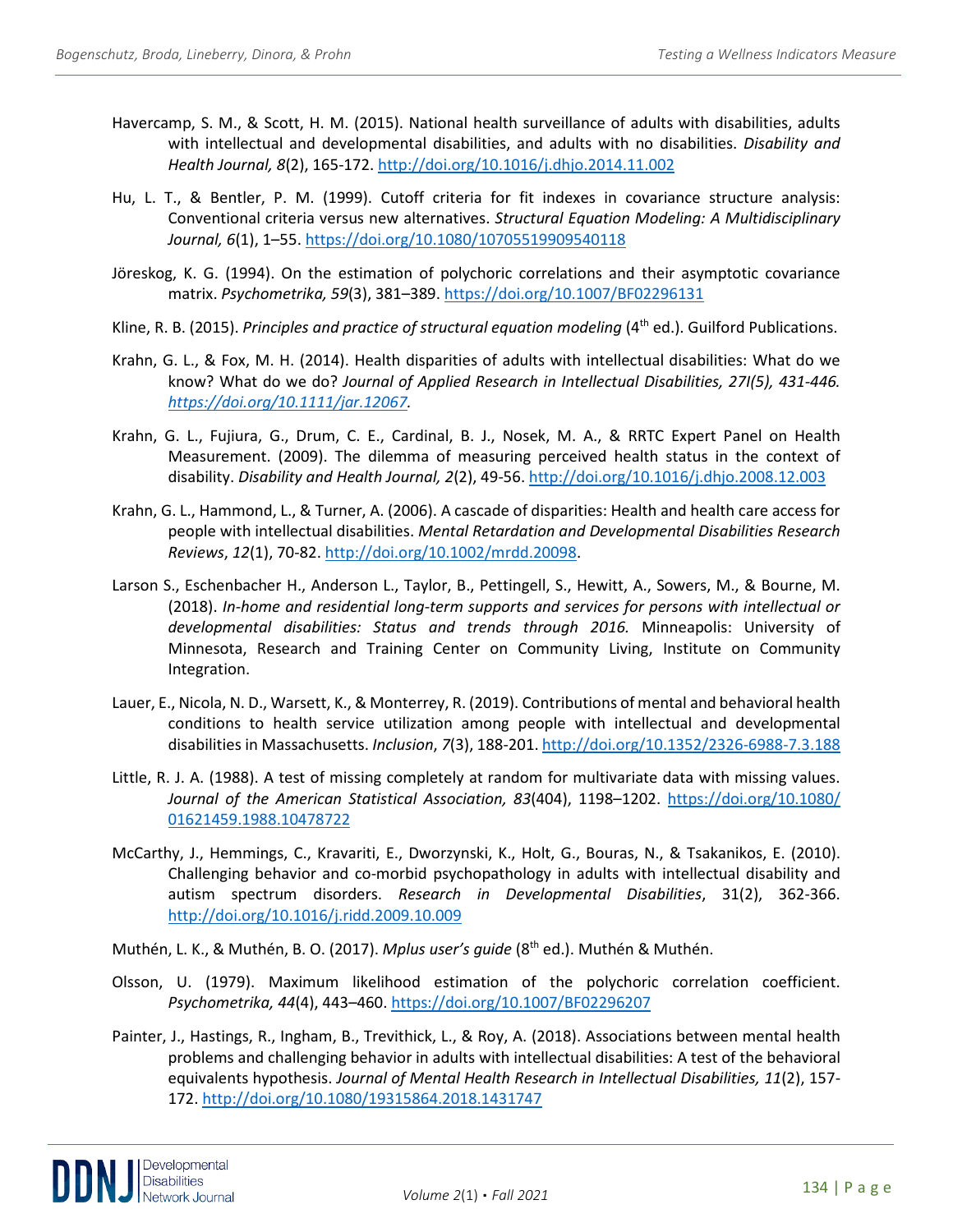Havercamp, S. M., & Scott, H. M. (2015). National health surveillance of adults with disabilities, adults with intellectual and developmental disabilities, and adults with no disabilities. *Disability and Health Journal, 8*(2), 165-172. http://doi.org/10.1016/j.dhjo.2014.11.002

Hu, L. T., & Bentler, P. M. (1999). Cutoff criteria for fit indexes in covariance structure analysis: Conventional criteria versus new alternatives. *Structural Equation Modeling: A Multidisciplinary Journal, 6*(1), 1–55. https://doi.org/10.1080/10705519909540118

Jöreskog, K. G. (1994). On the estimation of polychoric correlations and their asymptotic covariance matrix. *Psychometrika, 59*(3), 381–389. https://doi.org/10.1007/BF02296131

Kline, R. B. (2015). *Principles and practice of structural equation modeling* (4th ed.). Guilford Publications.

Krahn, G. L., & Fox, M. H. (2014). Health disparities of adults with intellectual disabilities: What do we know? What do we do? *Journal of Applied Research in Intellectual Disabilities, 27I(5), 431-446. https://doi.org/10.1111/jar.12067.*

Krahn, G. L., Fujiura, G., Drum, C. E., Cardinal, B. J., Nosek, M. A., & RRTC Expert Panel on Health Measurement. (2009). The dilemma of measuring perceived health status in the context of disability. *Disability and Health Journal, 2*(2), 49-56. http://doi.org/10.1016/j.dhjo.2008.12.003

Krahn, G. L., Hammond, L., & Turner, A. (2006). A cascade of disparities: Health and health care access for people with intellectual disabilities. *Mental Retardation and Developmental Disabilities Research Reviews*, *12*(1), 70-82. http://doi.org/10.1002/mrdd.20098.

Larson S., Eschenbacher H., Anderson L., Taylor, B., Pettingell, S., Hewitt, A., Sowers, M., & Bourne, M. (2018). *In-home and residential long-term supports and services for persons with intellectual or developmental disabilities: Status and trends through 2016.* Minneapolis: University of Minnesota, Research and Training Center on Community Living, Institute on Community Integration.

Lauer, E., Nicola, N. D., Warsett, K., & Monterrey, R. (2019). Contributions of mental and behavioral health conditions to health service utilization among people with intellectual and developmental disabilities in Massachusetts. *Inclusion*, *7*(3), 188-201. http://doi.org/10.1352/2326-6988-7.3.188

Little, R. J. A. (1988). A test of missing completely at random for multivariate data with missing values. *Journal of the American Statistical Association, 83*(404), 1198–1202. https://doi.org/10.1080/01621459.1988.10478722

McCarthy, J., Hemmings, C., Kravariti, E., Dworzynski, K., Holt, G., Bouras, N., & Tsakanikos, E. (2010). Challenging behavior and co-morbid psychopathology in adults with intellectual disability and autism spectrum disorders. *Research in Developmental Disabilities*, 31(2), 362-366. http://doi.org/10.1016/j.ridd.2009.10.009

Muthén, L. K., & Muthén, B. O. (2017). *Mplus user's guide* (8th ed.). Muthén & Muthén.

Olsson, U. (1979). Maximum likelihood estimation of the polychoric correlation coefficient. *Psychometrika, 44*(4), 443–460. https://doi.org/10.1007/BF02296207

Painter, J., Hastings, R., Ingham, B., Trevithick, L., & Roy, A. (2018). Associations between mental health problems and challenging behavior in adults with intellectual disabilities: A test of the behavioral equivalents hypothesis. *Journal of Mental Health Research in Intellectual Disabilities, 11*(2), 157-172. http://doi.org/10.1080/19315864.2018.1431747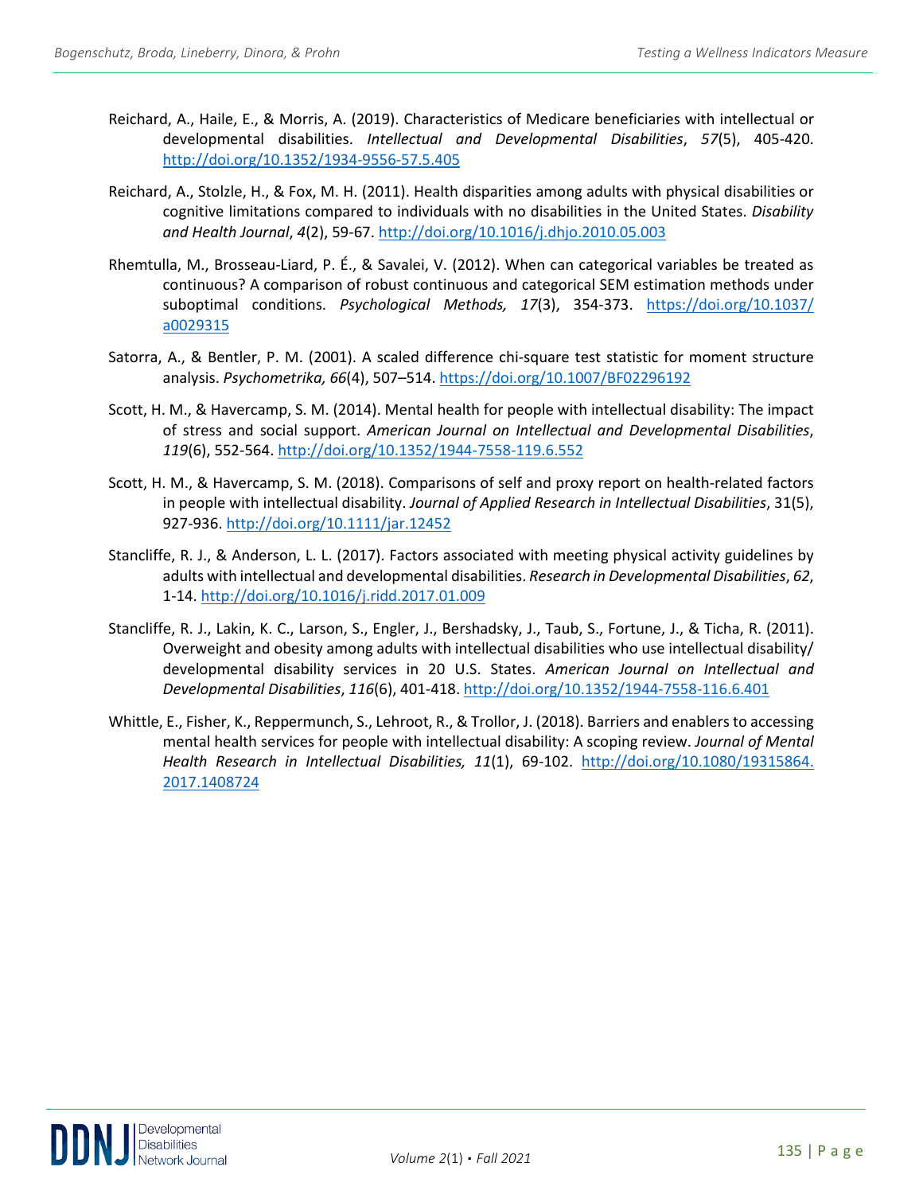Reichard, A., Haile, E., & Morris, A. (2019). Characteristics of Medicare beneficiaries with intellectual or developmental disabilities. *Intellectual and Developmental Disabilities*, *57*(5), 405-420. http://doi.org/10.1352/1934-9556-57.5.405

Reichard, A., Stolzle, H., & Fox, M. H. (2011). Health disparities among adults with physical disabilities or cognitive limitations compared to individuals with no disabilities in the United States. *Disability and Health Journal*, *4*(2), 59-67. http://doi.org/10.1016/j.dhjo.2010.05.003

Rhemtulla, M., Brosseau-Liard, P. É., & Savalei, V. (2012). When can categorical variables be treated as continuous? A comparison of robust continuous and categorical SEM estimation methods under suboptimal conditions. *Psychological Methods, 17*(3), 354-373. https://doi.org/10.1037/a0029315

Satorra, A., & Bentler, P. M. (2001). A scaled difference chi-square test statistic for moment structure analysis. *Psychometrika, 66*(4), 507–514. https://doi.org/10.1007/BF02296192

Scott, H. M., & Havercamp, S. M. (2014). Mental health for people with intellectual disability: The impact of stress and social support. *American Journal on Intellectual and Developmental Disabilities*, *119*(6), 552-564. http://doi.org/10.1352/1944-7558-119.6.552

Scott, H. M., & Havercamp, S. M. (2018). Comparisons of self and proxy report on health-related factors in people with intellectual disability. *Journal of Applied Research in Intellectual Disabilities*, 31(5), 927-936. http://doi.org/10.1111/jar.12452

Stancliffe, R. J., & Anderson, L. L. (2017). Factors associated with meeting physical activity guidelines by adults with intellectual and developmental disabilities. *Research in Developmental Disabilities*, *62*, 1-14. http://doi.org/10.1016/j.ridd.2017.01.009

Stancliffe, R. J., Lakin, K. C., Larson, S., Engler, J., Bershadsky, J., Taub, S., Fortune, J., & Ticha, R. (2011). Overweight and obesity among adults with intellectual disabilities who use intellectual disability/developmental disability services in 20 U.S. States. *American Journal on Intellectual and Developmental Disabilities*, *116*(6), 401-418. http://doi.org/10.1352/1944-7558-116.6.401

Whittle, E., Fisher, K., Reppermunch, S., Lehroot, R., & Trollor, J. (2018). Barriers and enablers to accessing mental health services for people with intellectual disability: A scoping review. *Journal of Mental Health Research in Intellectual Disabilities, 11*(1), 69-102. http://doi.org/10.1080/19315864.2017.1408724